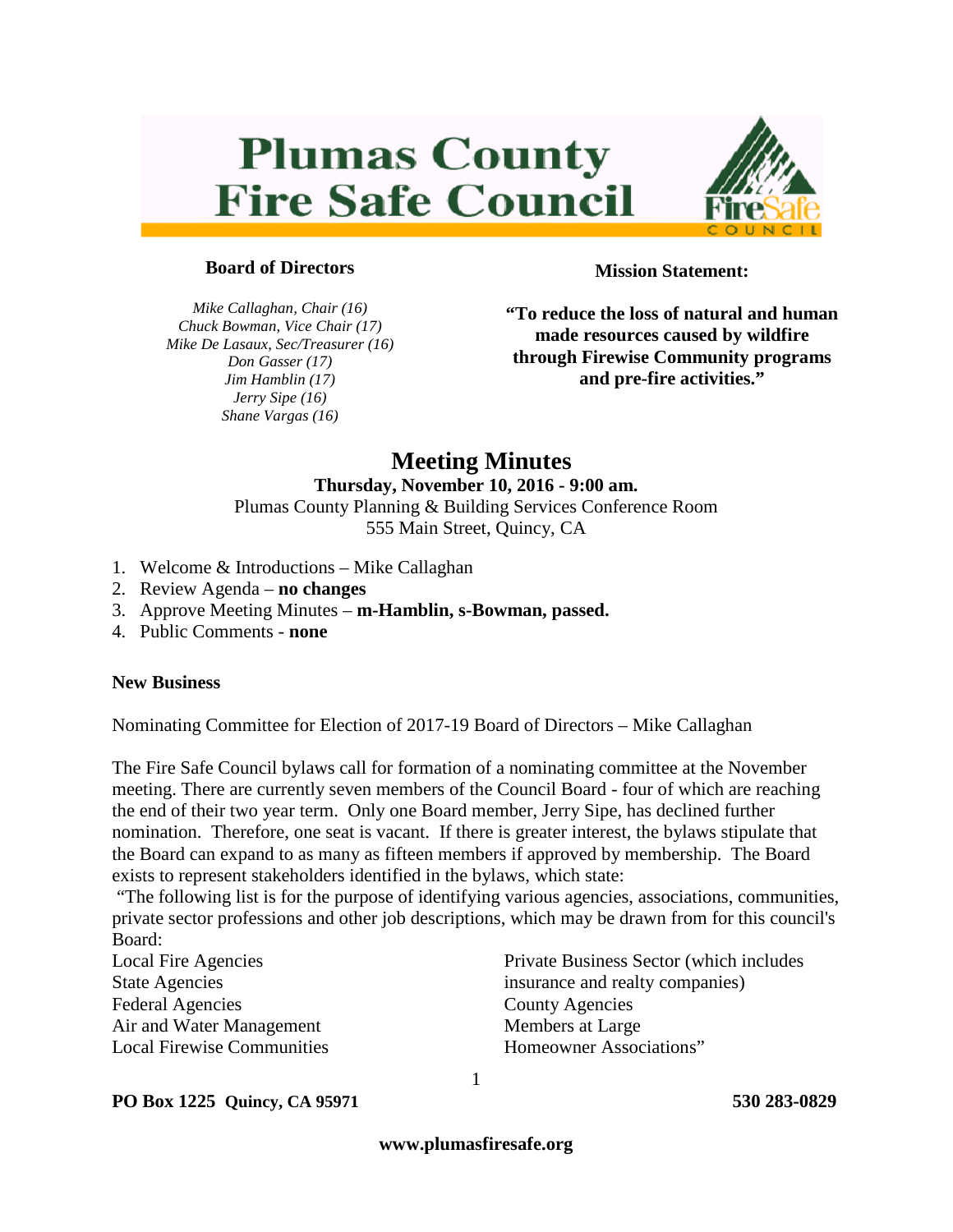# Plumas County Fire Safe Council

**Board of Directors**

*Mike Callaghan, Chair (16)*
*Chuck Bowman, Vice Chair (17)*
*Mike De Lasaux, Sec/Treasurer (16)*
*Don Gasser (17)*
*Jim Hamblin (17)*
*Jerry Sipe (16)*
*Shane Vargas (16)*

**Mission Statement:**

**"To reduce the loss of natural and human made resources caused by wildfire through Firewise Community programs and pre-fire activities."**

## Meeting Minutes

**Thursday, November 10, 2016 - 9:00 am.**
Plumas County Planning & Building Services Conference Room
555 Main Street, Quincy, CA

1. Welcome & Introductions – Mike Callaghan
2. Review Agenda – **no changes**
3. Approve Meeting Minutes – **m-Hamblin, s-Bowman, passed.**
4. Public Comments - **none**

**New Business**

Nominating Committee for Election of 2017-19 Board of Directors – Mike Callaghan

The Fire Safe Council bylaws call for formation of a nominating committee at the November meeting. There are currently seven members of the Council Board - four of which are reaching the end of their two year term. Only one Board member, Jerry Sipe, has declined further nomination. Therefore, one seat is vacant. If there is greater interest, the bylaws stipulate that the Board can expand to as many as fifteen members if approved by membership. The Board exists to represent stakeholders identified in the bylaws, which state:

"The following list is for the purpose of identifying various agencies, associations, communities, private sector professions and other job descriptions, which may be drawn from for this council's Board:

Local Fire Agencies
State Agencies
Federal Agencies
Air and Water Management
Local Firewise Communities
Private Business Sector (which includes insurance and realty companies)
County Agencies
Members at Large
Homeowner Associations"

**PO Box 1225 Quincy, CA 95971** **530 283-0829**

**www.plumasfiresafe.org**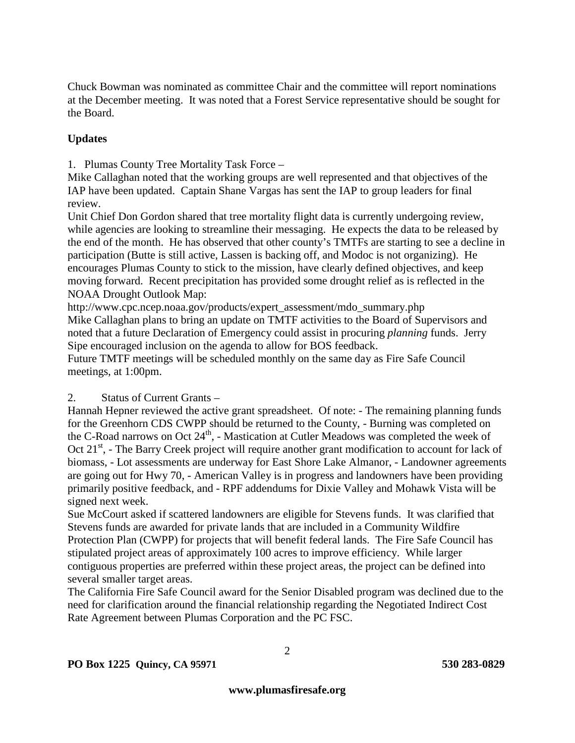Chuck Bowman was nominated as committee Chair and the committee will report nominations at the December meeting. It was noted that a Forest Service representative should be sought for the Board.

**Updates**

1. Plumas County Tree Mortality Task Force –

Mike Callaghan noted that the working groups are well represented and that objectives of the IAP have been updated. Captain Shane Vargas has sent the IAP to group leaders for final review.

Unit Chief Don Gordon shared that tree mortality flight data is currently undergoing review, while agencies are looking to streamline their messaging. He expects the data to be released by the end of the month. He has observed that other county's TMTFs are starting to see a decline in participation (Butte is still active, Lassen is backing off, and Modoc is not organizing). He encourages Plumas County to stick to the mission, have clearly defined objectives, and keep moving forward. Recent precipitation has provided some drought relief as is reflected in the NOAA Drought Outlook Map:

http://www.cpc.ncep.noaa.gov/products/expert_assessment/mdo_summary.php

Mike Callaghan plans to bring an update on TMTF activities to the Board of Supervisors and noted that a future Declaration of Emergency could assist in procuring *planning* funds. Jerry Sipe encouraged inclusion on the agenda to allow for BOS feedback.

Future TMTF meetings will be scheduled monthly on the same day as Fire Safe Council meetings, at 1:00pm.

2. Status of Current Grants –

Hannah Hepner reviewed the active grant spreadsheet. Of note: - The remaining planning funds for the Greenhorn CDS CWPP should be returned to the County, - Burning was completed on the C-Road narrows on Oct 24th, - Mastication at Cutler Meadows was completed the week of Oct 21st, - The Barry Creek project will require another grant modification to account for lack of biomass, - Lot assessments are underway for East Shore Lake Almanor, - Landowner agreements are going out for Hwy 70, - American Valley is in progress and landowners have been providing primarily positive feedback, and - RPF addendums for Dixie Valley and Mohawk Vista will be signed next week.

Sue McCourt asked if scattered landowners are eligible for Stevens funds. It was clarified that Stevens funds are awarded for private lands that are included in a Community Wildfire Protection Plan (CWPP) for projects that will benefit federal lands. The Fire Safe Council has stipulated project areas of approximately 100 acres to improve efficiency. While larger contiguous properties are preferred within these project areas, the project can be defined into several smaller target areas.

The California Fire Safe Council award for the Senior Disabled program was declined due to the need for clarification around the financial relationship regarding the Negotiated Indirect Cost Rate Agreement between Plumas Corporation and the PC FSC.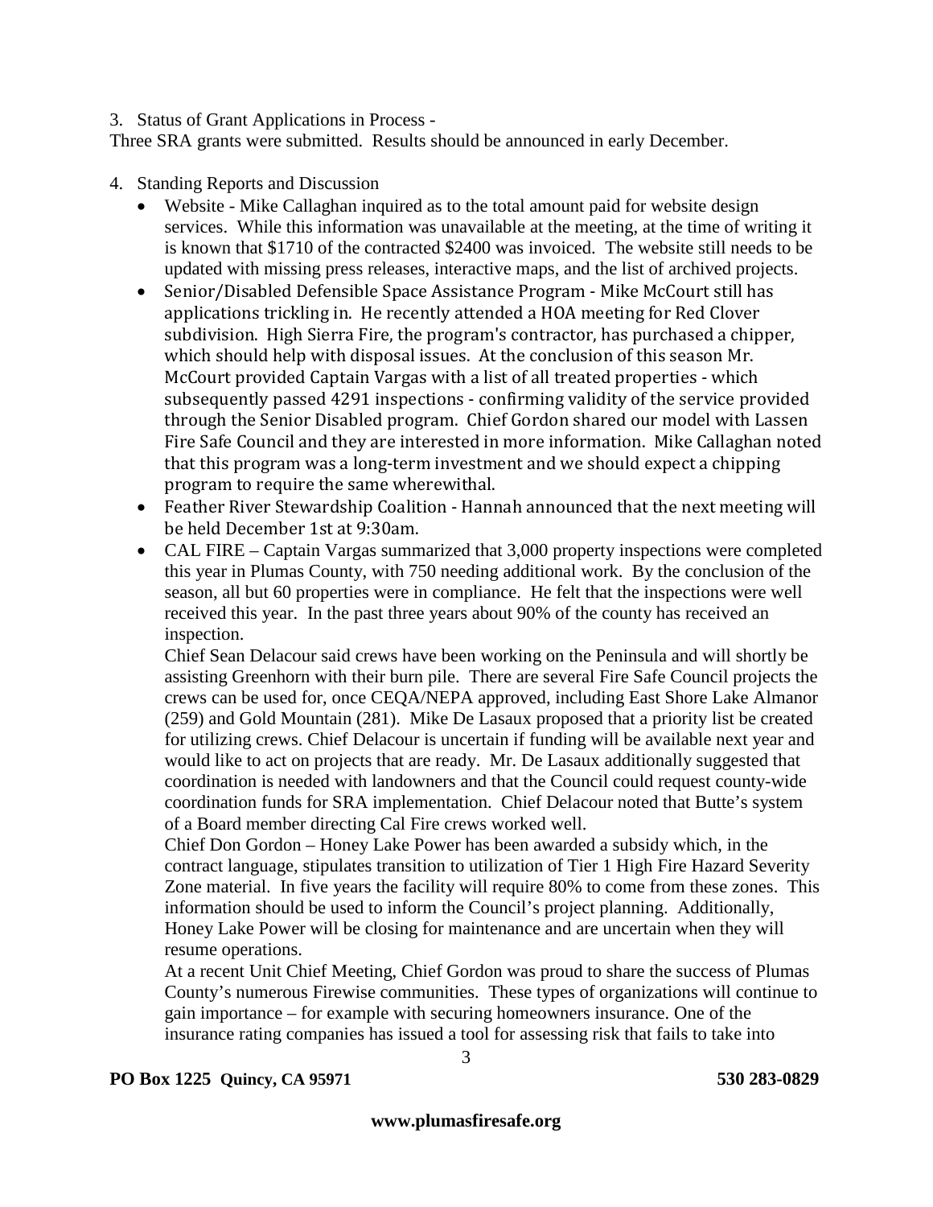3. Status of Grant Applications in Process -

Three SRA grants were submitted. Results should be announced in early December.

4. Standing Reports and Discussion
   - Website - Mike Callaghan inquired as to the total amount paid for website design services. While this information was unavailable at the meeting, at the time of writing it is known that $1710 of the contracted $2400 was invoiced. The website still needs to be updated with missing press releases, interactive maps, and the list of archived projects.
   - Senior/Disabled Defensible Space Assistance Program - Mike McCourt still has applications trickling in. He recently attended a HOA meeting for Red Clover subdivision. High Sierra Fire, the program's contractor, has purchased a chipper, which should help with disposal issues. At the conclusion of this season Mr. McCourt provided Captain Vargas with a list of all treated properties - which subsequently passed 4291 inspections - confirming validity of the service provided through the Senior Disabled program. Chief Gordon shared our model with Lassen Fire Safe Council and they are interested in more information. Mike Callaghan noted that this program was a long-term investment and we should expect a chipping program to require the same wherewithal.
   - Feather River Stewardship Coalition - Hannah announced that the next meeting will be held December 1st at 9:30am.
   - CAL FIRE – Captain Vargas summarized that 3,000 property inspections were completed this year in Plumas County, with 750 needing additional work. By the conclusion of the season, all but 60 properties were in compliance. He felt that the inspections were well received this year. In the past three years about 90% of the county has received an inspection.

     Chief Sean Delacour said crews have been working on the Peninsula and will shortly be assisting Greenhorn with their burn pile. There are several Fire Safe Council projects the crews can be used for, once CEQA/NEPA approved, including East Shore Lake Almanor (259) and Gold Mountain (281). Mike De Lasaux proposed that a priority list be created for utilizing crews. Chief Delacour is uncertain if funding will be available next year and would like to act on projects that are ready. Mr. De Lasaux additionally suggested that coordination is needed with landowners and that the Council could request county-wide coordination funds for SRA implementation. Chief Delacour noted that Butte's system of a Board member directing Cal Fire crews worked well.

     Chief Don Gordon – Honey Lake Power has been awarded a subsidy which, in the contract language, stipulates transition to utilization of Tier 1 High Fire Hazard Severity Zone material. In five years the facility will require 80% to come from these zones. This information should be used to inform the Council's project planning. Additionally, Honey Lake Power will be closing for maintenance and are uncertain when they will resume operations.

     At a recent Unit Chief Meeting, Chief Gordon was proud to share the success of Plumas County's numerous Firewise communities. These types of organizations will continue to gain importance – for example with securing homeowners insurance. One of the insurance rating companies has issued a tool for assessing risk that fails to take into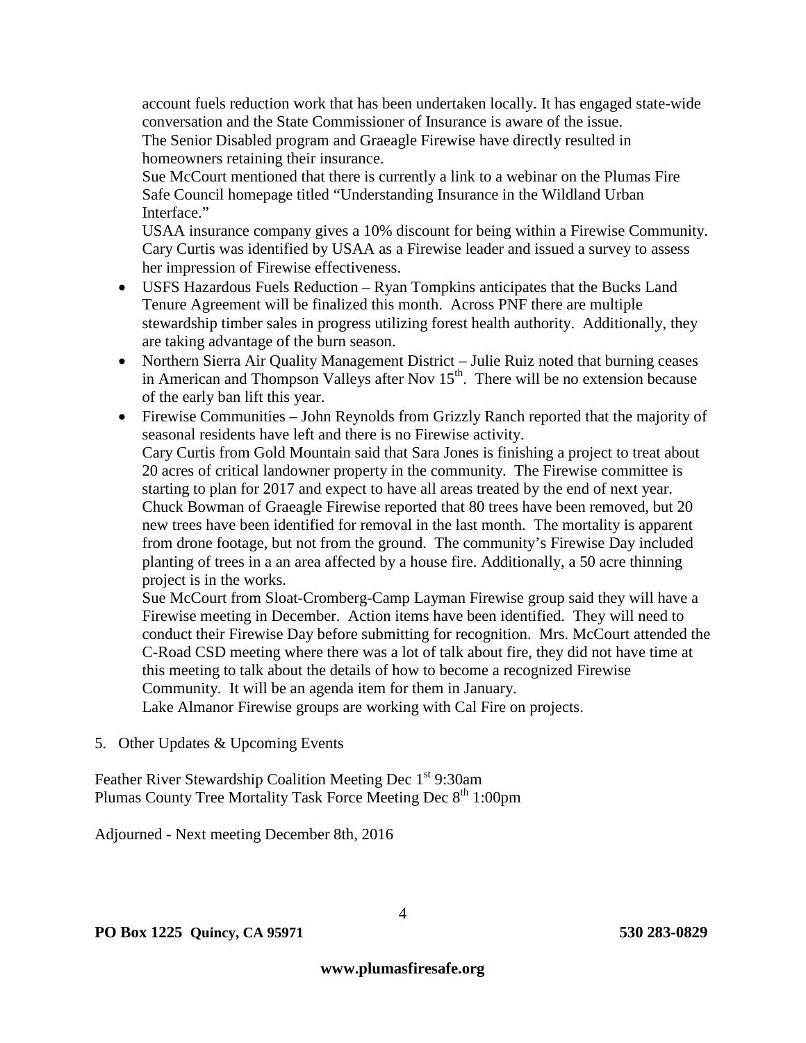account fuels reduction work that has been undertaken locally. It has engaged state-wide conversation and the State Commissioner of Insurance is aware of the issue.
The Senior Disabled program and Graeagle Firewise have directly resulted in homeowners retaining their insurance.
Sue McCourt mentioned that there is currently a link to a webinar on the Plumas Fire Safe Council homepage titled "Understanding Insurance in the Wildland Urban Interface."
USAA insurance company gives a 10% discount for being within a Firewise Community. Cary Curtis was identified by USAA as a Firewise leader and issued a survey to assess her impression of Firewise effectiveness.

- USFS Hazardous Fuels Reduction – Ryan Tompkins anticipates that the Bucks Land Tenure Agreement will be finalized this month. Across PNF there are multiple stewardship timber sales in progress utilizing forest health authority. Additionally, they are taking advantage of the burn season.
- Northern Sierra Air Quality Management District – Julie Ruiz noted that burning ceases in American and Thompson Valleys after Nov 15th. There will be no extension because of the early ban lift this year.
- Firewise Communities – John Reynolds from Grizzly Ranch reported that the majority of seasonal residents have left and there is no Firewise activity.
  Cary Curtis from Gold Mountain said that Sara Jones is finishing a project to treat about 20 acres of critical landowner property in the community. The Firewise committee is starting to plan for 2017 and expect to have all areas treated by the end of next year.
  Chuck Bowman of Graeagle Firewise reported that 80 trees have been removed, but 20 new trees have been identified for removal in the last month. The mortality is apparent from drone footage, but not from the ground. The community's Firewise Day included planting of trees in a an area affected by a house fire. Additionally, a 50 acre thinning project is in the works.
  Sue McCourt from Sloat-Cromberg-Camp Layman Firewise group said they will have a Firewise meeting in December. Action items have been identified. They will need to conduct their Firewise Day before submitting for recognition. Mrs. McCourt attended the C-Road CSD meeting where there was a lot of talk about fire, they did not have time at this meeting to talk about the details of how to become a recognized Firewise Community. It will be an agenda item for them in January.
  Lake Almanor Firewise groups are working with Cal Fire on projects.

5. Other Updates & Upcoming Events

Feather River Stewardship Coalition Meeting Dec 1st 9:30am
Plumas County Tree Mortality Task Force Meeting Dec 8th 1:00pm

Adjourned - Next meeting December 8th, 2016